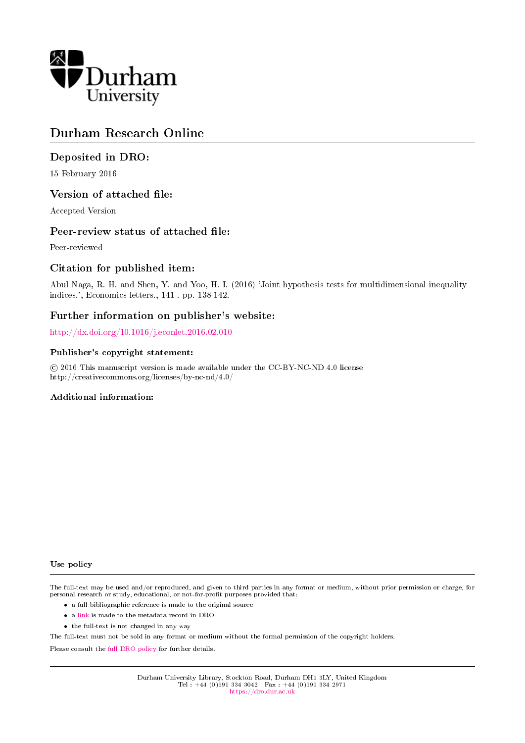Durham University

# Durham Research Online

## Deposited in DRO:

15 February 2016

## Version of attached file:

Accepted Version

## Peer-review status of attached file:

Peer-reviewed

## Citation for published item:

Abul Naga, R. H. and Shen, Y. and Yoo, H. I. (2016) 'Joint hypothesis tests for multidimensional inequality indices.', Economics letters., 141 . pp. 138-142.

## Further information on publisher's website:

http://dx.doi.org/10.1016/j.econlet.2016.02.010

### Publisher's copyright statement:

© 2016 This manuscript version is made available under the CC-BY-NC-ND 4.0 license http://creativecommons.org/licenses/by-nc-nd/4.0/

### Additional information:

### Use policy

The full-text may be used and/or reproduced, and given to third parties in any format or medium, without prior permission or charge, for personal research or study, educational, or not-for-profit purposes provided that:

- a full bibliographic reference is made to the original source
- a link is made to the metadata record in DRO
- the full-text is not changed in any way

The full-text must not be sold in any format or medium without the formal permission of the copyright holders.

Please consult the full DRO policy for further details.

Durham University Library, Stockton Road, Durham DH1 3LY, United Kingdom
Tel : +44 (0)191 334 3042 | Fax : +44 (0)191 334 2971
https://dro.dur.ac.uk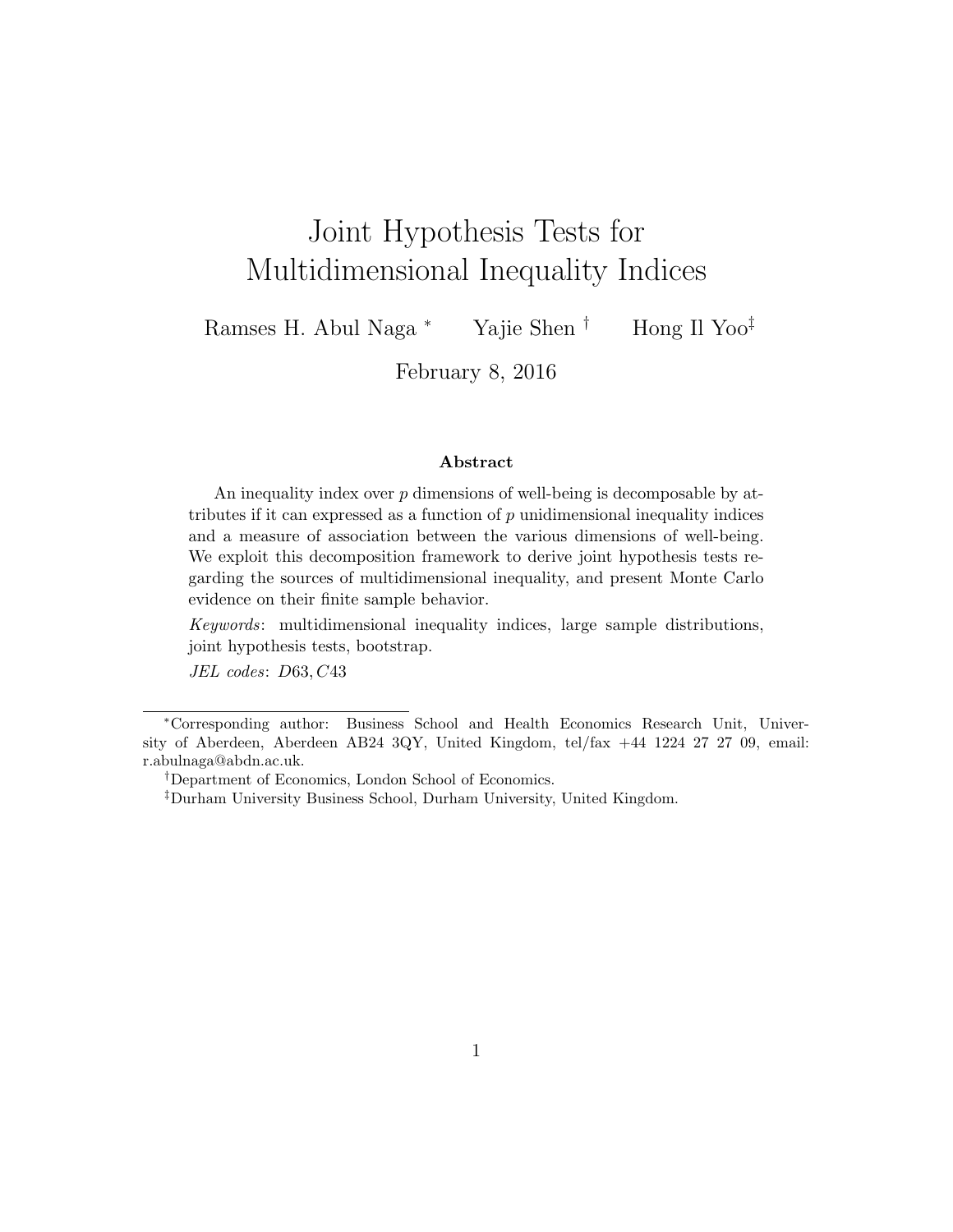# Joint Hypothesis Tests for Multidimensional Inequality Indices

Ramses H. Abul Naga [*] Yajie Shen [†] Hong Il Yoo[‡]

February 8, 2016

### Abstract

An inequality index over $p$ dimensions of well-being is decomposable by attributes if it can expressed as a function of $p$ unidimensional inequality indices and a measure of association between the various dimensions of well-being. We exploit this decomposition framework to derive joint hypothesis tests regarding the sources of multidimensional inequality, and present Monte Carlo evidence on their finite sample behavior.

*Keywords*: multidimensional inequality indices, large sample distributions, joint hypothesis tests, bootstrap.

*JEL codes*: $D63, C43$

---

[*] Corresponding author: Business School and Health Economics Research Unit, University of Aberdeen, Aberdeen AB24 3QY, United Kingdom, tel/fax +44 1224 27 27 09, email: r.abulnaga@abdn.ac.uk.

[†] Department of Economics, London School of Economics.

[‡] Durham University Business School, Durham University, United Kingdom.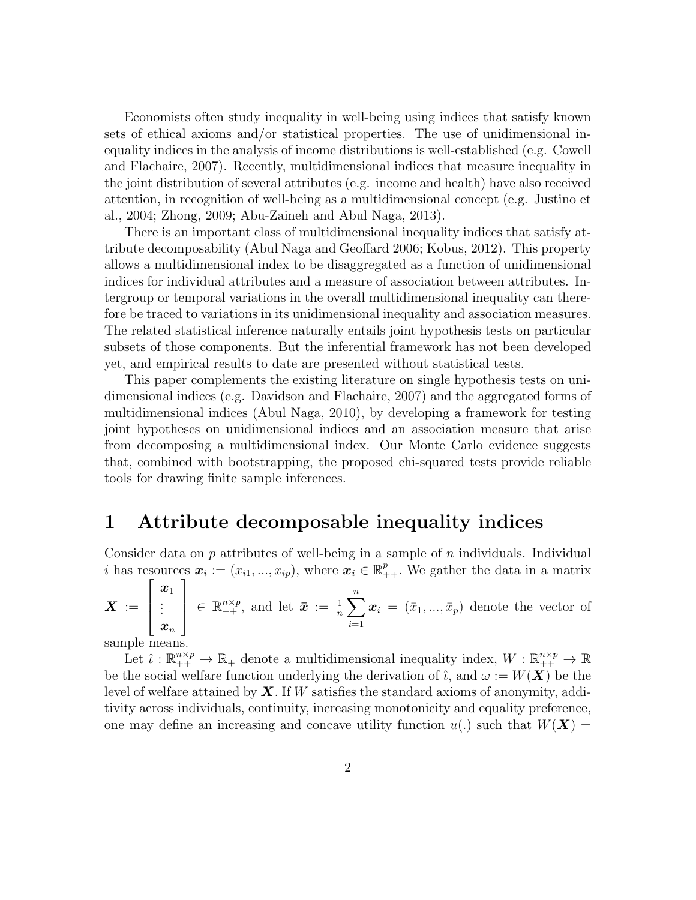Economists often study inequality in well-being using indices that satisfy known sets of ethical axioms and/or statistical properties. The use of unidimensional inequality indices in the analysis of income distributions is well-established (e.g. Cowell and Flachaire, 2007). Recently, multidimensional indices that measure inequality in the joint distribution of several attributes (e.g. income and health) have also received attention, in recognition of well-being as a multidimensional concept (e.g. Justino et al., 2004; Zhong, 2009; Abu-Zaineh and Abul Naga, 2013).

There is an important class of multidimensional inequality indices that satisfy attribute decomposability (Abul Naga and Geoffard 2006; Kobus, 2012). This property allows a multidimensional index to be disaggregated as a function of unidimensional indices for individual attributes and a measure of association between attributes. Intergroup or temporal variations in the overall multidimensional inequality can therefore be traced to variations in its unidimensional inequality and association measures. The related statistical inference naturally entails joint hypothesis tests on particular subsets of those components. But the inferential framework has not been developed yet, and empirical results to date are presented without statistical tests.

This paper complements the existing literature on single hypothesis tests on unidimensional indices (e.g. Davidson and Flachaire, 2007) and the aggregated forms of multidimensional indices (Abul Naga, 2010), by developing a framework for testing joint hypotheses on unidimensional indices and an association measure that arise from decomposing a multidimensional index. Our Monte Carlo evidence suggests that, combined with bootstrapping, the proposed chi-squared tests provide reliable tools for drawing finite sample inferences.

# 1 Attribute decomposable inequality indices

Consider data on $p$ attributes of well-being in a sample of $n$ individuals. Individual $i$ has resources $\boldsymbol{x}_i := (x_{i1}, ..., x_{ip})$, where $\boldsymbol{x}_i \in \mathbb{R}^p_{++}$. We gather the data in a matrix $\boldsymbol{X} := \begin{bmatrix} \boldsymbol{x}_1 \\ \vdots \\ \boldsymbol{x}_n \end{bmatrix} \in \mathbb{R}^{n \times p}_{++}$, and let $\bar{\boldsymbol{x}} := \frac{1}{n} \sum_{i=1}^{n} \boldsymbol{x}_i = (\bar{x}_1, ..., \bar{x}_p)$ denote the vector of sample means.

Let $\hat{\imath} : \mathbb{R}^{n \times p}_{++} \to \mathbb{R}_+$ denote a multidimensional inequality index, $W : \mathbb{R}^{n \times p}_{++} \to \mathbb{R}$ be the social welfare function underlying the derivation of $\hat{\imath}$, and $\omega := W(\boldsymbol{X})$ be the level of welfare attained by $\boldsymbol{X}$. If $W$ satisfies the standard axioms of anonymity, additivity across individuals, continuity, increasing monotonicity and equality preference, one may define an increasing and concave utility function $u(.)$ such that $W(\boldsymbol{X}) =$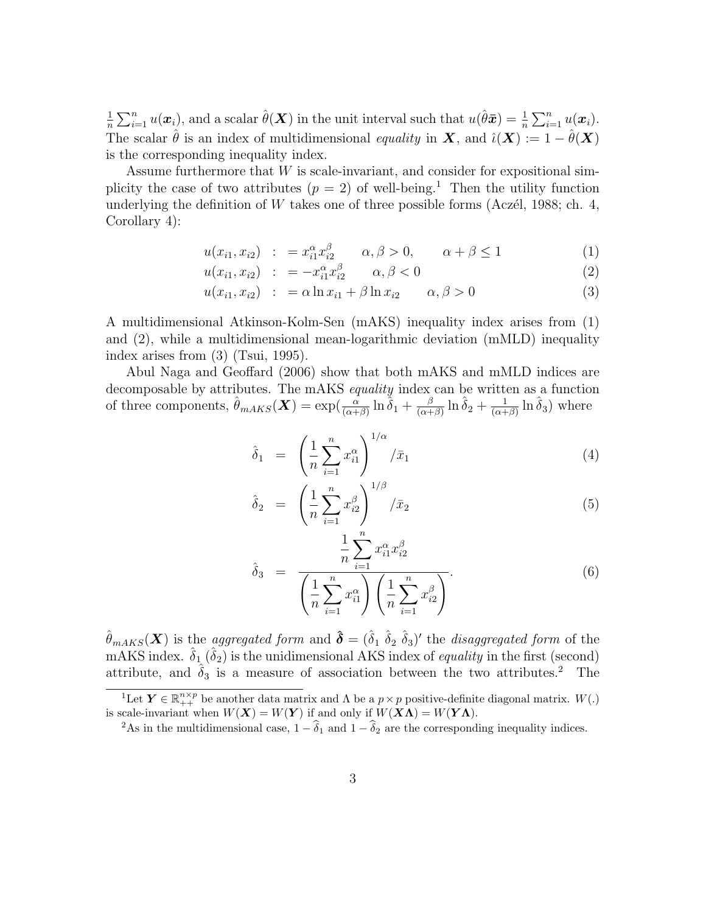$\frac{1}{n}\sum_{i=1}^{n} u(\boldsymbol{x}_i)$, and a scalar $\hat{\theta}(\boldsymbol{X})$ in the unit interval such that $u(\hat{\theta}\bar{\boldsymbol{x}}) = \frac{1}{n}\sum_{i=1}^{n} u(\boldsymbol{x}_i)$. The scalar $\hat{\theta}$ is an index of multidimensional *equality* in $\boldsymbol{X}$, and $\hat{\imath}(\boldsymbol{X}) := 1 - \hat{\theta}(\boldsymbol{X})$ is the corresponding inequality index.

Assume furthermore that $W$ is scale-invariant, and consider for expositional simplicity the case of two attributes ($p = 2$) of well-being.[1] Then the utility function underlying the definition of $W$ takes one of three possible forms (Aczél, 1988; ch. 4, Corollary 4):

$$u(x_{i1}, x_{i2}) \ : \ = x_{i1}^{\alpha} x_{i2}^{\beta} \qquad \alpha, \beta > 0, \qquad \alpha + \beta \leq 1 \tag{1}$$

$$u(x_{i1}, x_{i2}) \ : \ = -x_{i1}^{\alpha} x_{i2}^{\beta} \qquad \alpha, \beta < 0 \tag{2}$$

$$u(x_{i1}, x_{i2}) \ : \ = \alpha \ln x_{i1} + \beta \ln x_{i2} \qquad \alpha, \beta > 0 \tag{3}$$

A multidimensional Atkinson-Kolm-Sen (mAKS) inequality index arises from (1) and (2), while a multidimensional mean-logarithmic deviation (mMLD) inequality index arises from (3) (Tsui, 1995).

Abul Naga and Geoffard (2006) show that both mAKS and mMLD indices are decomposable by attributes. The mAKS *equality* index can be written as a function of three components, $\hat{\theta}_{mAKS}(\boldsymbol{X}) = \exp(\frac{\alpha}{(\alpha+\beta)} \ln \hat{\delta}_1 + \frac{\beta}{(\alpha+\beta)} \ln \hat{\delta}_2 + \frac{1}{(\alpha+\beta)} \ln \hat{\delta}_3)$ where

$$\hat{\delta}_1 \ = \ \left( \frac{1}{n} \sum_{i=1}^{n} x_{i1}^{\alpha} \right)^{1/\alpha} / \bar{x}_1 \tag{4}$$

$$\hat{\delta}_2 \ = \ \left( \frac{1}{n} \sum_{i=1}^{n} x_{i2}^{\beta} \right)^{1/\beta} / \bar{x}_2 \tag{5}$$

$$\hat{\delta}_3 \ = \ \frac{\frac{1}{n} \sum_{i=1}^{n} x_{i1}^{\alpha} x_{i2}^{\beta}}{\left( \frac{1}{n} \sum_{i=1}^{n} x_{i1}^{\alpha} \right) \left( \frac{1}{n} \sum_{i=1}^{n} x_{i2}^{\beta} \right)}. \tag{6}$$

$\hat{\theta}_{mAKS}(\boldsymbol{X})$ is the *aggregated form* and $\hat{\boldsymbol{\delta}} = (\hat{\delta}_1 \ \hat{\delta}_2 \ \hat{\delta}_3)'$ the *disaggregated form* of the mAKS index. $\hat{\delta}_1$ ($\hat{\delta}_2$) is the unidimensional AKS index of *equality* in the first (second) attribute, and $\hat{\delta}_3$ is a measure of association between the two attributes.[2] The

[1] Let $\boldsymbol{Y} \in \mathbb{R}_{++}^{n \times p}$ be another data matrix and $\Lambda$ be a $p \times p$ positive-definite diagonal matrix. $W(.)$ is scale-invariant when $W(\boldsymbol{X}) = W(\boldsymbol{Y})$ if and only if $W(\boldsymbol{X\Lambda}) = W(\boldsymbol{Y\Lambda})$.

[2] As in the multidimensional case, $1 - \widehat{\delta}_1$ and $1 - \widehat{\delta}_2$ are the corresponding inequality indices.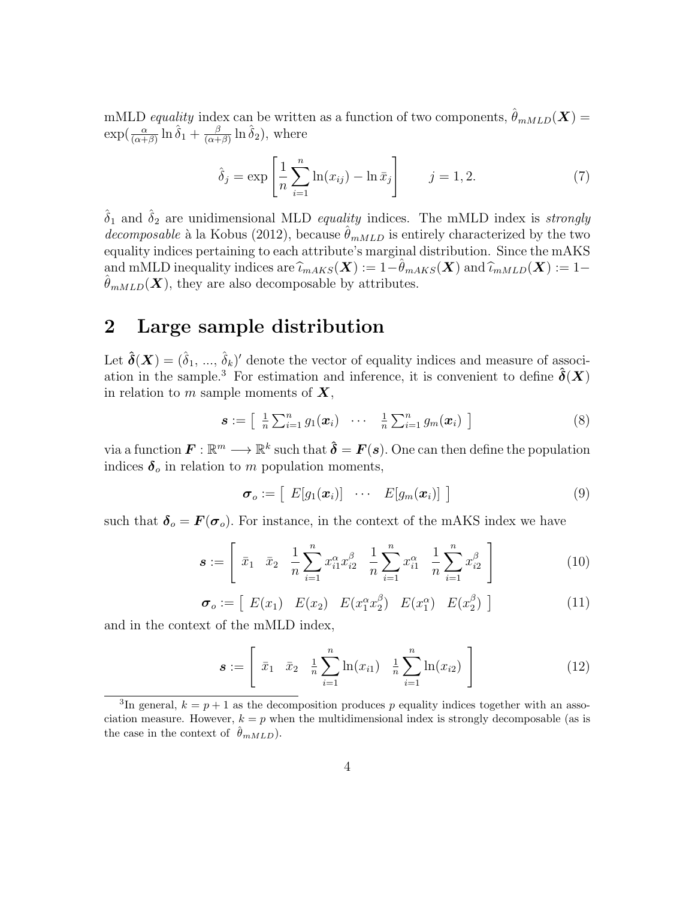mMLD *equality* index can be written as a function of two components, $\hat{\theta}_{mMLD}(\boldsymbol{X}) = \exp(\frac{\alpha}{(\alpha+\beta)} \ln \hat{\delta}_1 + \frac{\beta}{(\alpha+\beta)} \ln \hat{\delta}_2)$, where

$$\hat{\delta}_j = \exp\left[\frac{1}{n}\sum_{i=1}^{n} \ln(x_{ij}) - \ln \bar{x}_j\right] \qquad j = 1, 2. \tag{7}$$

$\hat{\delta}_1$ and $\hat{\delta}_2$ are unidimensional MLD *equality* indices. The mMLD index is *strongly decomposable* à la Kobus (2012), because $\hat{\theta}_{mMLD}$ is entirely characterized by the two equality indices pertaining to each attribute's marginal distribution. Since the mAKS and mMLD inequality indices are $\widehat{\iota}_{mAKS}(\boldsymbol{X}) := 1 - \hat{\theta}_{mAKS}(\boldsymbol{X})$ and $\widehat{\iota}_{mMLD}(\boldsymbol{X}) := 1 - \hat{\theta}_{mMLD}(\boldsymbol{X})$, they are also decomposable by attributes.

## 2 Large sample distribution

Let $\hat{\boldsymbol{\delta}}(\boldsymbol{X}) = (\hat{\delta}_1, ..., \hat{\delta}_k)'$ denote the vector of equality indices and measure of association in the sample.[3] For estimation and inference, it is convenient to define $\hat{\boldsymbol{\delta}}(\boldsymbol{X})$ in relation to $m$ sample moments of $\boldsymbol{X}$,

$$\boldsymbol{s} := \left[\begin{array}{ccc} \frac{1}{n}\sum_{i=1}^{n} g_1(\boldsymbol{x}_i) & \cdots & \frac{1}{n}\sum_{i=1}^{n} g_m(\boldsymbol{x}_i) \end{array}\right] \tag{8}$$

via a function $\boldsymbol{F} : \mathbb{R}^m \longrightarrow \mathbb{R}^k$ such that $\hat{\boldsymbol{\delta}} = \boldsymbol{F}(\boldsymbol{s})$. One can then define the population indices $\boldsymbol{\delta}_o$ in relation to $m$ population moments,

$$\boldsymbol{\sigma}_o := \left[\begin{array}{ccc} E[g_1(\boldsymbol{x}_i)] & \cdots & E[g_m(\boldsymbol{x}_i)] \end{array}\right] \tag{9}$$

such that $\boldsymbol{\delta}_o = \boldsymbol{F}(\boldsymbol{\sigma}_o)$. For instance, in the context of the mAKS index we have

$$\boldsymbol{s} := \left[\begin{array}{ccccc} \bar{x}_1 & \bar{x}_2 & \dfrac{1}{n}\displaystyle\sum_{i=1}^{n} x_{i1}^{\alpha} x_{i2}^{\beta} & \dfrac{1}{n}\displaystyle\sum_{i=1}^{n} x_{i1}^{\alpha} & \dfrac{1}{n}\displaystyle\sum_{i=1}^{n} x_{i2}^{\beta} \end{array}\right] \tag{10}$$

$$\boldsymbol{\sigma}_o := \left[\begin{array}{ccccc} E(x_1) & E(x_2) & E(x_1^{\alpha} x_2^{\beta}) & E(x_1^{\alpha}) & E(x_2^{\beta}) \end{array}\right] \tag{11}$$

and in the context of the mMLD index,

$$\boldsymbol{s} := \left[\begin{array}{cccc} \bar{x}_1 & \bar{x}_2 & \frac{1}{n}\displaystyle\sum_{i=1}^{n} \ln(x_{i1}) & \frac{1}{n}\displaystyle\sum_{i=1}^{n} \ln(x_{i2}) \end{array}\right] \tag{12}$$

[3] In general, $k = p + 1$ as the decomposition produces $p$ equality indices together with an association measure. However, $k = p$ when the multidimensional index is strongly decomposable (as is the case in the context of $\hat{\theta}_{mMLD}$).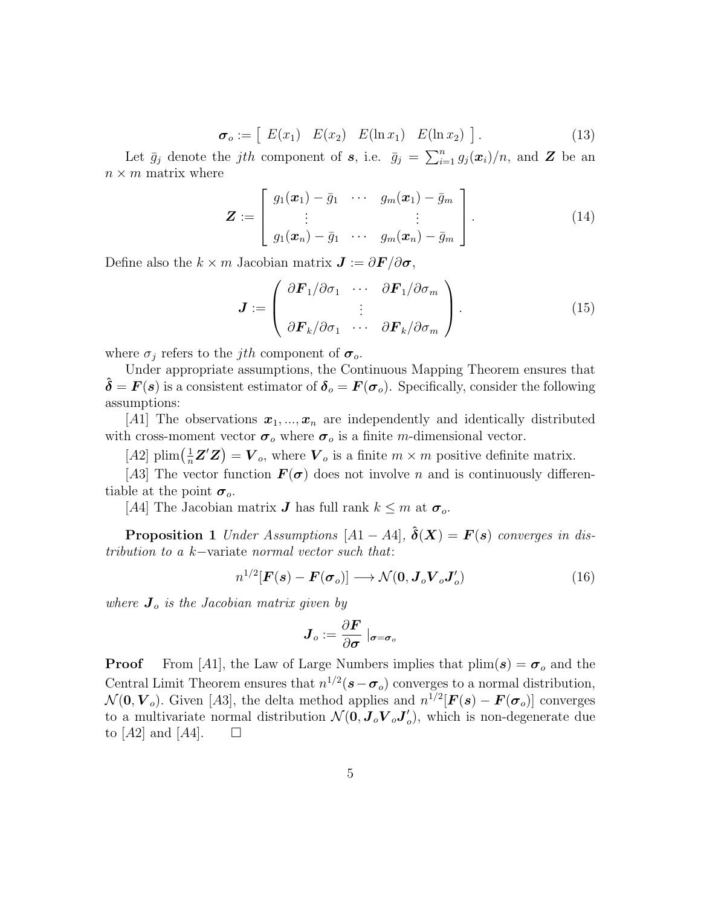$$\boldsymbol{\sigma}_o := \begin{bmatrix} E(x_1) & E(x_2) & E(\ln x_1) & E(\ln x_2) \end{bmatrix}. \tag{13}$$

Let $\bar{g}_j$ denote the $jth$ component of $\boldsymbol{s}$, i.e. $\bar{g}_j = \sum_{i=1}^{n} g_j(\boldsymbol{x}_i)/n$, and $\boldsymbol{Z}$ be an $n \times m$ matrix where

$$\boldsymbol{Z} := \begin{bmatrix} g_1(\boldsymbol{x}_1) - \bar{g}_1 & \cdots & g_m(\boldsymbol{x}_1) - \bar{g}_m \\ \vdots & & \vdots \\ g_1(\boldsymbol{x}_n) - \bar{g}_1 & \cdots & g_m(\boldsymbol{x}_n) - \bar{g}_m \end{bmatrix}. \tag{14}$$

Define also the $k \times m$ Jacobian matrix $\boldsymbol{J} := \partial \boldsymbol{F}/\partial \boldsymbol{\sigma}$,

$$\boldsymbol{J} := \begin{pmatrix} \partial \boldsymbol{F}_1/\partial \sigma_1 & \cdots & \partial \boldsymbol{F}_1/\partial \sigma_m \\ & \vdots & \\ \partial \boldsymbol{F}_k/\partial \sigma_1 & \cdots & \partial \boldsymbol{F}_k/\partial \sigma_m \end{pmatrix}. \tag{15}$$

where $\sigma_j$ refers to the $jth$ component of $\boldsymbol{\sigma}_o$.

Under appropriate assumptions, the Continuous Mapping Theorem ensures that $\hat{\boldsymbol{\delta}} = \boldsymbol{F}(\boldsymbol{s})$ is a consistent estimator of $\boldsymbol{\delta}_o = \boldsymbol{F}(\boldsymbol{\sigma}_o)$. Specifically, consider the following assumptions:

[$A1$] The observations $\boldsymbol{x}_1, ..., \boldsymbol{x}_n$ are independently and identically distributed with cross-moment vector $\boldsymbol{\sigma}_o$ where $\boldsymbol{\sigma}_o$ is a finite $m$-dimensional vector.

[$A2$] $\text{plim}\big(\frac{1}{n}\boldsymbol{Z}'\boldsymbol{Z}\big) = \boldsymbol{V}_o$, where $\boldsymbol{V}_o$ is a finite $m \times m$ positive definite matrix.

[$A3$] The vector function $\boldsymbol{F}(\boldsymbol{\sigma})$ does not involve $n$ and is continuously differentiable at the point $\boldsymbol{\sigma}_o$.

[$A4$] The Jacobian matrix $\boldsymbol{J}$ has full rank $k \leq m$ at $\boldsymbol{\sigma}_o$.

**Proposition 1** *Under Assumptions [$A1 - A4$], $\hat{\boldsymbol{\delta}}(\boldsymbol{X}) = \boldsymbol{F}(\boldsymbol{s})$ converges in distribution to a $k-$*variate *normal vector such that*:

$$n^{1/2}[\boldsymbol{F}(\boldsymbol{s}) - \boldsymbol{F}(\boldsymbol{\sigma}_o)] \longrightarrow \mathcal{N}(\boldsymbol{0}, \boldsymbol{J}_o \boldsymbol{V}_o \boldsymbol{J}_o') \tag{16}$$

*where $\boldsymbol{J}_o$ is the Jacobian matrix given by*

$$\boldsymbol{J}_o := \frac{\partial \boldsymbol{F}}{\partial \boldsymbol{\sigma}} \mid_{\boldsymbol{\sigma}=\boldsymbol{\sigma}_o}$$

**Proof** From [$A1$], the Law of Large Numbers implies that $\text{plim}(\boldsymbol{s}) = \boldsymbol{\sigma}_o$ and the Central Limit Theorem ensures that $n^{1/2}(\boldsymbol{s} - \boldsymbol{\sigma}_o)$ converges to a normal distribution, $\mathcal{N}(\boldsymbol{0}, \boldsymbol{V}_o)$. Given [$A3$], the delta method applies and $n^{1/2}[\boldsymbol{F}(\boldsymbol{s}) - \boldsymbol{F}(\boldsymbol{\sigma}_o)]$ converges to a multivariate normal distribution $\mathcal{N}(\boldsymbol{0}, \boldsymbol{J}_o \boldsymbol{V}_o \boldsymbol{J}_o')$, which is non-degenerate due to [$A2$] and [$A4$]. $\square$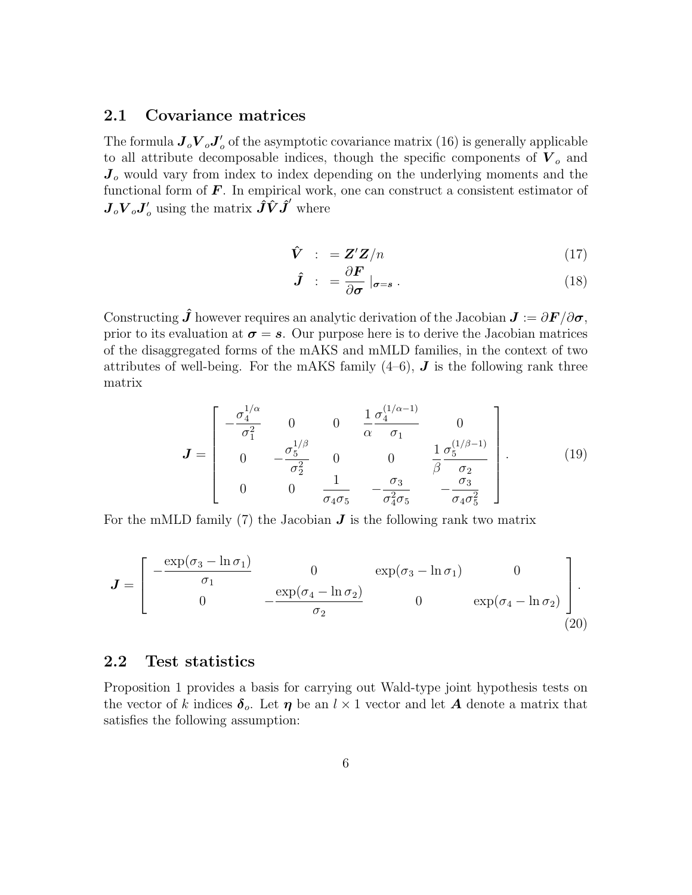### 2.1 Covariance matrices

The formula $\boldsymbol{J}_o \boldsymbol{V}_o \boldsymbol{J}_o'$ of the asymptotic covariance matrix (16) is generally applicable to all attribute decomposable indices, though the specific components of $\boldsymbol{V}_o$ and $\boldsymbol{J}_o$ would vary from index to index depending on the underlying moments and the functional form of $\boldsymbol{F}$. In empirical work, one can construct a consistent estimator of $\boldsymbol{J}_o \boldsymbol{V}_o \boldsymbol{J}_o'$ using the matrix $\hat{\boldsymbol{J}} \hat{\boldsymbol{V}} \hat{\boldsymbol{J}}'$ where

$$\hat{\boldsymbol{V}} \ := \boldsymbol{Z}'\boldsymbol{Z}/n \tag{17}$$

$$\hat{\boldsymbol{J}} \ := \frac{\partial \boldsymbol{F}}{\partial \boldsymbol{\sigma}} \mid_{\boldsymbol{\sigma}=\boldsymbol{s}} . \tag{18}$$

Constructing $\hat{\boldsymbol{J}}$ however requires an analytic derivation of the Jacobian $\boldsymbol{J} := \partial \boldsymbol{F}/\partial \boldsymbol{\sigma}$, prior to its evaluation at $\boldsymbol{\sigma} = \boldsymbol{s}$. Our purpose here is to derive the Jacobian matrices of the disaggregated forms of the mAKS and mMLD families, in the context of two attributes of well-being. For the mAKS family (4–6), $\boldsymbol{J}$ is the following rank three matrix

$$\boldsymbol{J} = \begin{bmatrix} -\dfrac{\sigma_4^{1/\alpha}}{\sigma_1^2} & 0 & 0 & \dfrac{1}{\alpha}\dfrac{\sigma_4^{(1/\alpha-1)}}{\sigma_1} & 0 \\ 0 & -\dfrac{\sigma_5^{1/\beta}}{\sigma_2^2} & 0 & 0 & \dfrac{1}{\beta}\dfrac{\sigma_5^{(1/\beta-1)}}{\sigma_2} \\ 0 & 0 & \dfrac{1}{\sigma_4\sigma_5} & -\dfrac{\sigma_3}{\sigma_4^2\sigma_5} & -\dfrac{\sigma_3}{\sigma_4\sigma_5^2} \end{bmatrix}. \tag{19}$$

For the mMLD family (7) the Jacobian $\boldsymbol{J}$ is the following rank two matrix

$$\boldsymbol{J} = \begin{bmatrix} -\dfrac{\exp(\sigma_3 - \ln\sigma_1)}{\sigma_1} & 0 & \exp(\sigma_3 - \ln\sigma_1) & 0 \\ 0 & -\dfrac{\exp(\sigma_4 - \ln\sigma_2)}{\sigma_2} & 0 & \exp(\sigma_4 - \ln\sigma_2) \end{bmatrix}. \tag{20}$$

### 2.2 Test statistics

Proposition 1 provides a basis for carrying out Wald-type joint hypothesis tests on the vector of $k$ indices $\boldsymbol{\delta}_o$. Let $\boldsymbol{\eta}$ be an $l \times 1$ vector and let $\boldsymbol{A}$ denote a matrix that satisfies the following assumption: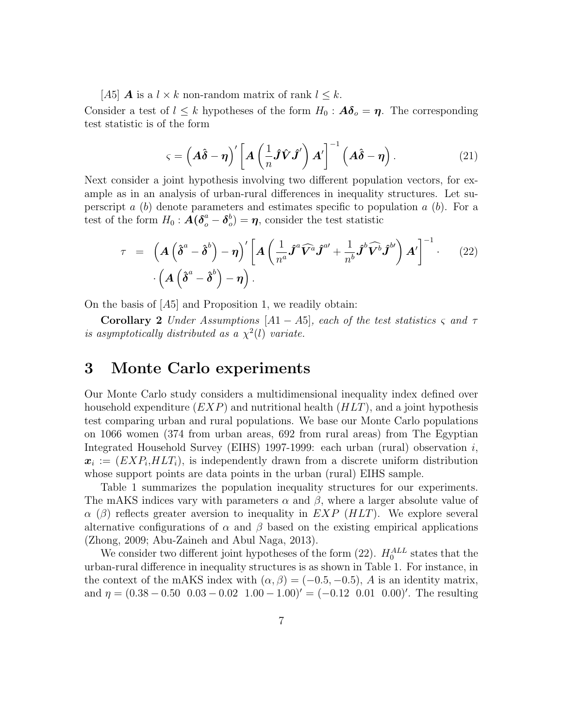[$A5$] $\boldsymbol{A}$ is a $l \times k$ non-random matrix of rank $l \leq k$.

Consider a test of $l \leq k$ hypotheses of the form $H_0 : \boldsymbol{A\delta}_o = \boldsymbol{\eta}$. The corresponding test statistic is of the form

$$\varsigma = \left(\boldsymbol{A}\hat{\boldsymbol{\delta}} - \boldsymbol{\eta}\right)' \left[\boldsymbol{A}\left(\frac{1}{n}\hat{\boldsymbol{J}}\hat{\boldsymbol{V}}\hat{\boldsymbol{J}}'\right)\boldsymbol{A}'\right]^{-1} \left(\boldsymbol{A}\hat{\boldsymbol{\delta}} - \boldsymbol{\eta}\right). \tag{21}$$

Next consider a joint hypothesis involving two different population vectors, for example as in an analysis of urban-rural differences in inequality structures. Let superscript $a$ ($b$) denote parameters and estimates specific to population $a$ ($b$). For a test of the form $H_0 : \boldsymbol{A}(\boldsymbol{\delta}_o^a - \boldsymbol{\delta}_o^b) = \boldsymbol{\eta}$, consider the test statistic

$$\begin{aligned} \tau &= \left(\boldsymbol{A}\left(\hat{\boldsymbol{\delta}}^a - \hat{\boldsymbol{\delta}}^b\right) - \boldsymbol{\eta}\right)' \left[\boldsymbol{A}\left(\frac{1}{n^a}\hat{\boldsymbol{J}}^a\widehat{\boldsymbol{V}^a}\hat{\boldsymbol{J}}^{a\prime} + \frac{1}{n^b}\hat{\boldsymbol{J}}^b\widehat{\boldsymbol{V}^b}\hat{\boldsymbol{J}}^{b\prime}\right)\boldsymbol{A}'\right]^{-1} \cdot \\ &\quad \cdot \left(\boldsymbol{A}\left(\hat{\boldsymbol{\delta}}^a - \hat{\boldsymbol{\delta}}^b\right) - \boldsymbol{\eta}\right). \end{aligned} \tag{22}$$

On the basis of [$A5$] and Proposition 1, we readily obtain:

**Corollary 2** *Under Assumptions [$A1 - A5$], each of the test statistics $\varsigma$ and $\tau$ is asymptotically distributed as a $\chi^2(l)$ variate.*

# 3 Monte Carlo experiments

Our Monte Carlo study considers a multidimensional inequality index defined over household expenditure ($EXP$) and nutritional health ($HLT$), and a joint hypothesis test comparing urban and rural populations. We base our Monte Carlo populations on 1066 women (374 from urban areas, 692 from rural areas) from The Egyptian Integrated Household Survey (EIHS) 1997-1999: each urban (rural) observation $i$, $\boldsymbol{x}_i := (EXP_i, HLT_i)$, is independently drawn from a discrete uniform distribution whose support points are data points in the urban (rural) EIHS sample.

Table 1 summarizes the population inequality structures for our experiments. The mAKS indices vary with parameters $\alpha$ and $\beta$, where a larger absolute value of $\alpha$ ($\beta$) reflects greater aversion to inequality in $EXP$ ($HLT$). We explore several alternative configurations of $\alpha$ and $\beta$ based on the existing empirical applications (Zhong, 2009; Abu-Zaineh and Abul Naga, 2013).

We consider two different joint hypotheses of the form (22). $H_0^{ALL}$ states that the urban-rural difference in inequality structures is as shown in Table 1. For instance, in the context of the mAKS index with $(\alpha, \beta) = (-0.5, -0.5)$, $A$ is an identity matrix, and $\eta = (0.38 - 0.50 \;\; 0.03 - 0.02 \;\; 1.00 - 1.00)' = (-0.12 \;\; 0.01 \;\; 0.00)'$. The resulting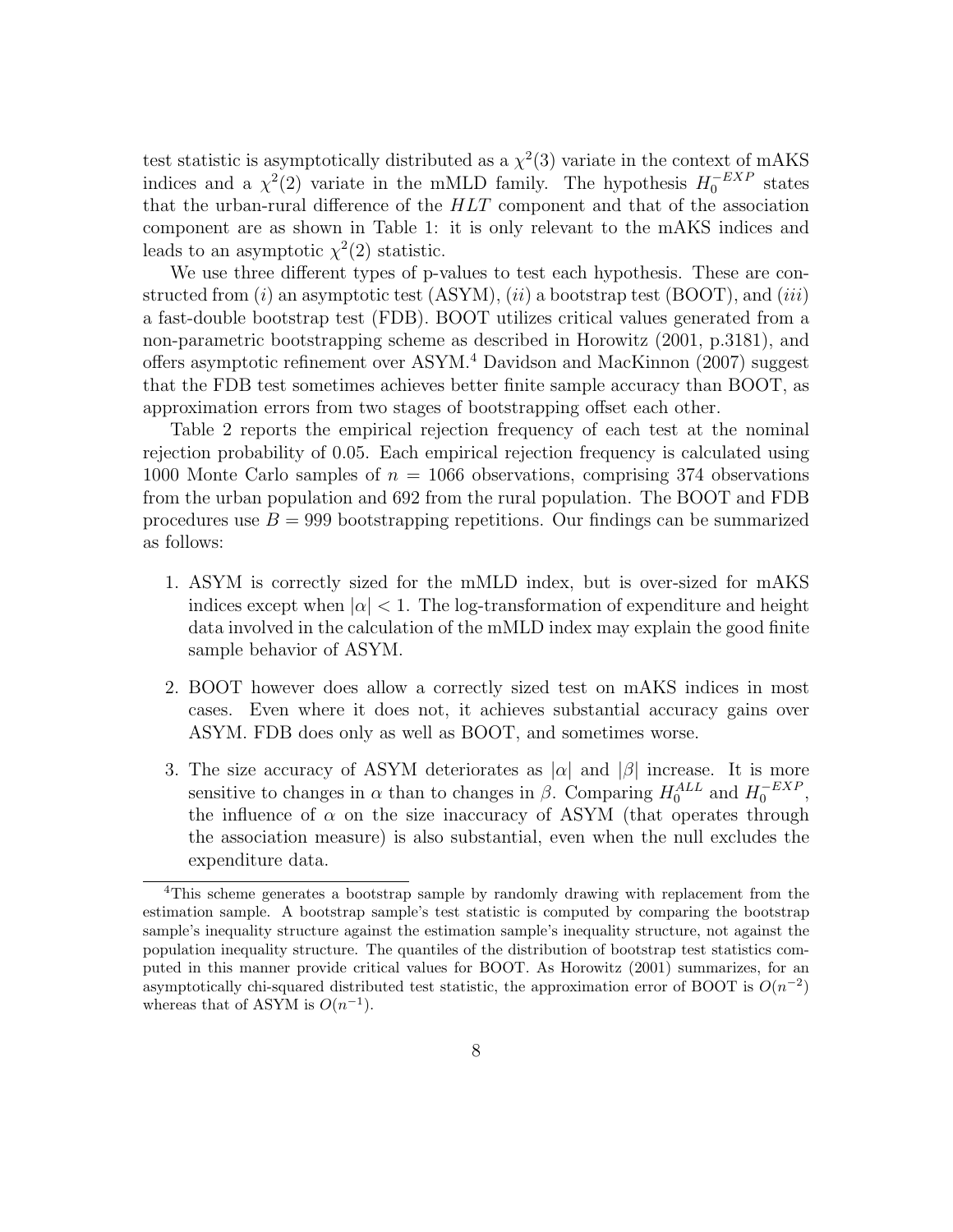test statistic is asymptotically distributed as a $\chi^2(3)$ variate in the context of mAKS indices and a $\chi^2(2)$ variate in the mMLD family. The hypothesis $H_0^{-EXP}$ states that the urban-rural difference of the $HLT$ component and that of the association component are as shown in Table 1: it is only relevant to the mAKS indices and leads to an asymptotic $\chi^2(2)$ statistic.

We use three different types of p-values to test each hypothesis. These are constructed from $(i)$ an asymptotic test (ASYM), $(ii)$ a bootstrap test (BOOT), and $(iii)$ a fast-double bootstrap test (FDB). BOOT utilizes critical values generated from a non-parametric bootstrapping scheme as described in Horowitz (2001, p.3181), and offers asymptotic refinement over ASYM.[4] Davidson and MacKinnon (2007) suggest that the FDB test sometimes achieves better finite sample accuracy than BOOT, as approximation errors from two stages of bootstrapping offset each other.

Table 2 reports the empirical rejection frequency of each test at the nominal rejection probability of 0.05. Each empirical rejection frequency is calculated using 1000 Monte Carlo samples of $n = 1066$ observations, comprising 374 observations from the urban population and 692 from the rural population. The BOOT and FDB procedures use $B = 999$ bootstrapping repetitions. Our findings can be summarized as follows:

1. ASYM is correctly sized for the mMLD index, but is over-sized for mAKS indices except when $|\alpha| < 1$. The log-transformation of expenditure and height data involved in the calculation of the mMLD index may explain the good finite sample behavior of ASYM.
2. BOOT however does allow a correctly sized test on mAKS indices in most cases. Even where it does not, it achieves substantial accuracy gains over ASYM. FDB does only as well as BOOT, and sometimes worse.
3. The size accuracy of ASYM deteriorates as $|\alpha|$ and $|\beta|$ increase. It is more sensitive to changes in $\alpha$ than to changes in $\beta$. Comparing $H_0^{ALL}$ and $H_0^{-EXP}$, the influence of $\alpha$ on the size inaccuracy of ASYM (that operates through the association measure) is also substantial, even when the null excludes the expenditure data.

[4] This scheme generates a bootstrap sample by randomly drawing with replacement from the estimation sample. A bootstrap sample's test statistic is computed by comparing the bootstrap sample's inequality structure against the estimation sample's inequality structure, not against the population inequality structure. The quantiles of the distribution of bootstrap test statistics computed in this manner provide critical values for BOOT. As Horowitz (2001) summarizes, for an asymptotically chi-squared distributed test statistic, the approximation error of BOOT is $O(n^{-2})$ whereas that of ASYM is $O(n^{-1})$.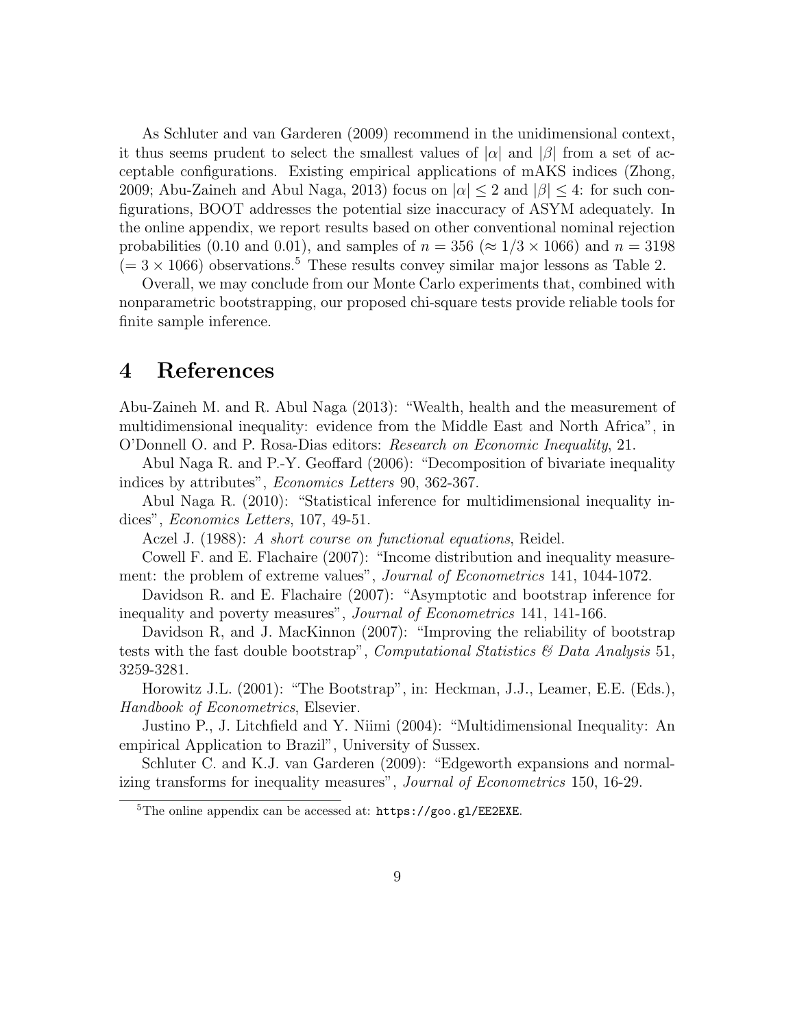As Schluter and van Garderen (2009) recommend in the unidimensional context, it thus seems prudent to select the smallest values of $|\alpha|$ and $|\beta|$ from a set of acceptable configurations. Existing empirical applications of mAKS indices (Zhong, 2009; Abu-Zaineh and Abul Naga, 2013) focus on $|\alpha| \leq 2$ and $|\beta| \leq 4$: for such configurations, BOOT addresses the potential size inaccuracy of ASYM adequately. In the online appendix, we report results based on other conventional nominal rejection probabilities (0.10 and 0.01), and samples of $n = 356$ ($\approx 1/3 \times 1066$) and $n = 3198$ ($= 3 \times 1066$) observations.[5] These results convey similar major lessons as Table 2.

Overall, we may conclude from our Monte Carlo experiments that, combined with nonparametric bootstrapping, our proposed chi-square tests provide reliable tools for finite sample inference.

# 4 References

Abu-Zaineh M. and R. Abul Naga (2013): "Wealth, health and the measurement of multidimensional inequality: evidence from the Middle East and North Africa", in O'Donnell O. and P. Rosa-Dias editors: *Research on Economic Inequality*, 21.

Abul Naga R. and P.-Y. Geoffard (2006): "Decomposition of bivariate inequality indices by attributes", *Economics Letters* 90, 362-367.

Abul Naga R. (2010): "Statistical inference for multidimensional inequality indices", *Economics Letters*, 107, 49-51.

Aczel J. (1988): *A short course on functional equations*, Reidel.

Cowell F. and E. Flachaire (2007): "Income distribution and inequality measurement: the problem of extreme values", *Journal of Econometrics* 141, 1044-1072.

Davidson R. and E. Flachaire (2007): "Asymptotic and bootstrap inference for inequality and poverty measures", *Journal of Econometrics* 141, 141-166.

Davidson R, and J. MacKinnon (2007): "Improving the reliability of bootstrap tests with the fast double bootstrap", *Computational Statistics & Data Analysis* 51, 3259-3281.

Horowitz J.L. (2001): "The Bootstrap", in: Heckman, J.J., Leamer, E.E. (Eds.), *Handbook of Econometrics*, Elsevier.

Justino P., J. Litchfield and Y. Niimi (2004): "Multidimensional Inequality: An empirical Application to Brazil", University of Sussex.

Schluter C. and K.J. van Garderen (2009): "Edgeworth expansions and normalizing transforms for inequality measures", *Journal of Econometrics* 150, 16-29.

[5] The online appendix can be accessed at: `https://goo.gl/EE2EXE`.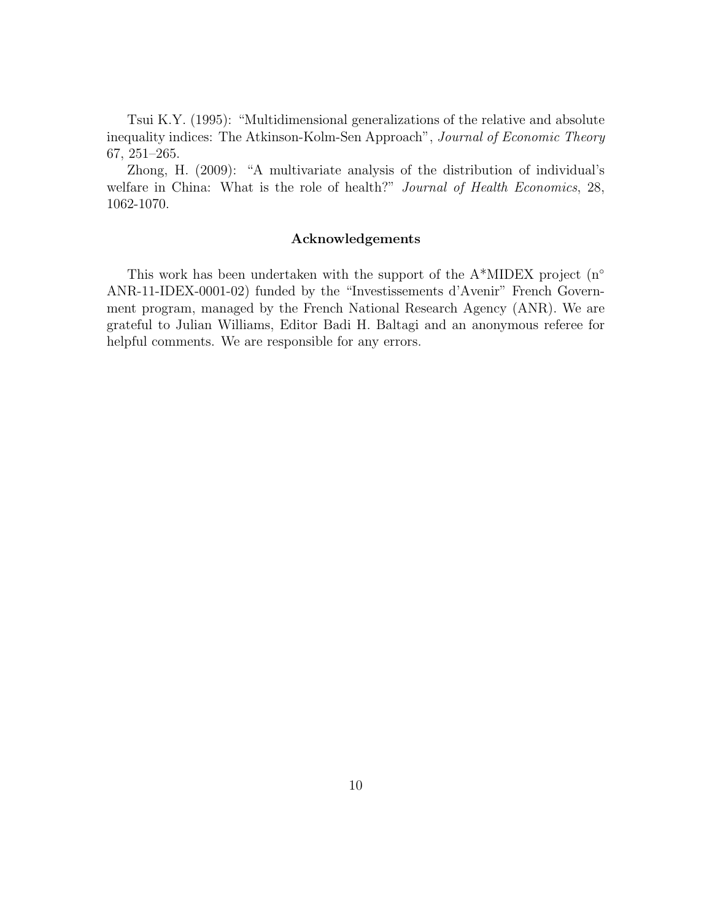Tsui K.Y. (1995): "Multidimensional generalizations of the relative and absolute inequality indices: The Atkinson-Kolm-Sen Approach", *Journal of Economic Theory* 67, 251–265.

Zhong, H. (2009): "A multivariate analysis of the distribution of individual's welfare in China: What is the role of health?" *Journal of Health Economics*, 28, 1062-1070.

## Acknowledgements

This work has been undertaken with the support of the A*MIDEX project (n° ANR-11-IDEX-0001-02) funded by the "Investissements d'Avenir" French Government program, managed by the French National Research Agency (ANR). We are grateful to Julian Williams, Editor Badi H. Baltagi and an anonymous referee for helpful comments. We are responsible for any errors.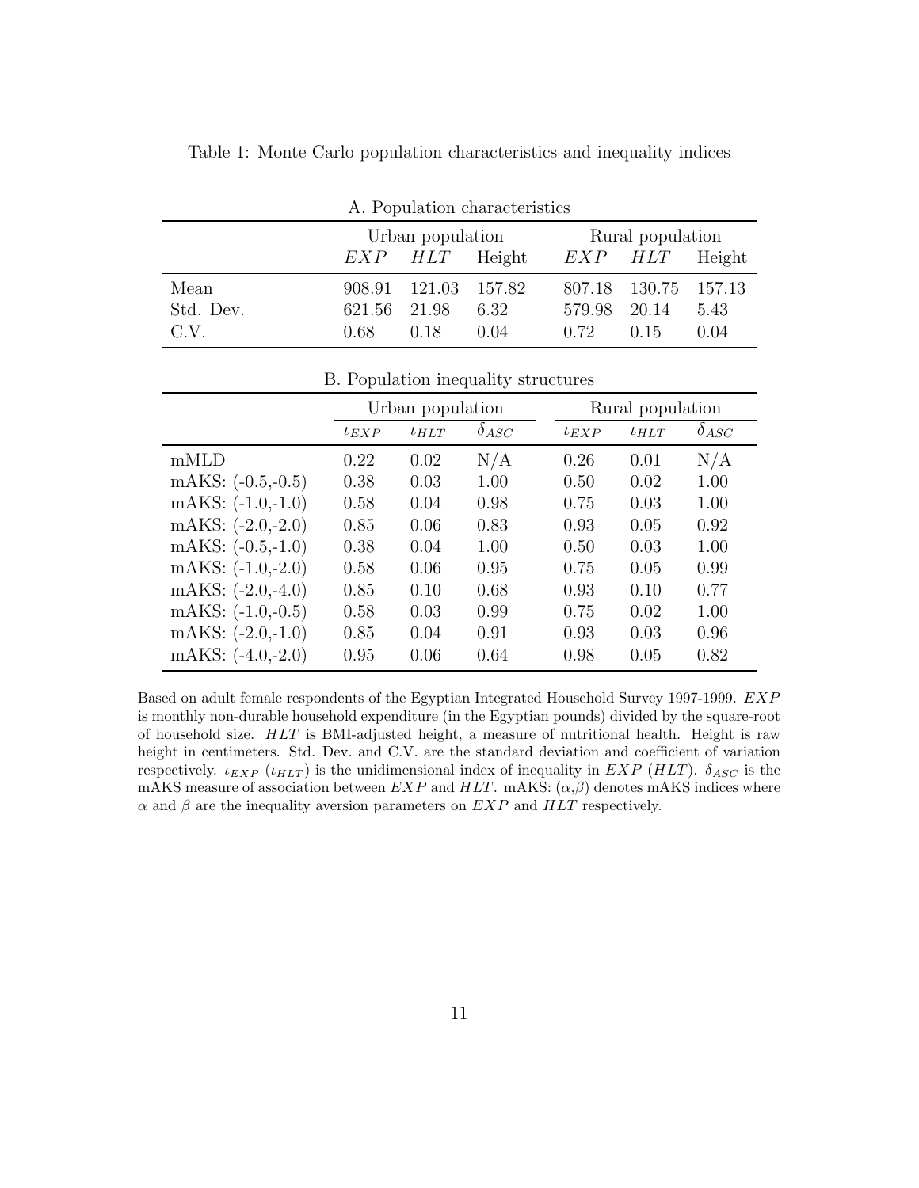Table 1: Monte Carlo population characteristics and inequality indices

A. Population characteristics

| | Urban population | | | Rural population | | |
|---|---|---|---|---|---|---|
| | $EXP$ | $HLT$ | Height | $EXP$ | $HLT$ | Height |
| Mean | 908.91 | 121.03 | 157.82 | 807.18 | 130.75 | 157.13 |
| Std. Dev. | 621.56 | 21.98 | 6.32 | 579.98 | 20.14 | 5.43 |
| C.V. | 0.68 | 0.18 | 0.04 | 0.72 | 0.15 | 0.04 |

B. Population inequality structures

| | Urban population | | | Rural population | | |
|---|---|---|---|---|---|---|
| | $\iota_{EXP}$ | $\iota_{HLT}$ | $\delta_{ASC}$ | $\iota_{EXP}$ | $\iota_{HLT}$ | $\delta_{ASC}$ |
| mMLD | 0.22 | 0.02 | N/A | 0.26 | 0.01 | N/A |
| mAKS: (-0.5,-0.5) | 0.38 | 0.03 | 1.00 | 0.50 | 0.02 | 1.00 |
| mAKS: (-1.0,-1.0) | 0.58 | 0.04 | 0.98 | 0.75 | 0.03 | 1.00 |
| mAKS: (-2.0,-2.0) | 0.85 | 0.06 | 0.83 | 0.93 | 0.05 | 0.92 |
| mAKS: (-0.5,-1.0) | 0.38 | 0.04 | 1.00 | 0.50 | 0.03 | 1.00 |
| mAKS: (-1.0,-2.0) | 0.58 | 0.06 | 0.95 | 0.75 | 0.05 | 0.99 |
| mAKS: (-2.0,-4.0) | 0.85 | 0.10 | 0.68 | 0.93 | 0.10 | 0.77 |
| mAKS: (-1.0,-0.5) | 0.58 | 0.03 | 0.99 | 0.75 | 0.02 | 1.00 |
| mAKS: (-2.0,-1.0) | 0.85 | 0.04 | 0.91 | 0.93 | 0.03 | 0.96 |
| mAKS: (-4.0,-2.0) | 0.95 | 0.06 | 0.64 | 0.98 | 0.05 | 0.82 |

Based on adult female respondents of the Egyptian Integrated Household Survey 1997-1999. $EXP$ is monthly non-durable household expenditure (in the Egyptian pounds) divided by the square-root of household size. $HLT$ is BMI-adjusted height, a measure of nutritional health. Height is raw height in centimeters. Std. Dev. and C.V. are the standard deviation and coefficient of variation respectively. $\iota_{EXP}$ ($\iota_{HLT}$) is the unidimensional index of inequality in $EXP$ ($HLT$). $\delta_{ASC}$ is the mAKS measure of association between $EXP$ and $HLT$. mAKS: ($\alpha$,$\beta$) denotes mAKS indices where $\alpha$ and $\beta$ are the inequality aversion parameters on $EXP$ and $HLT$ respectively.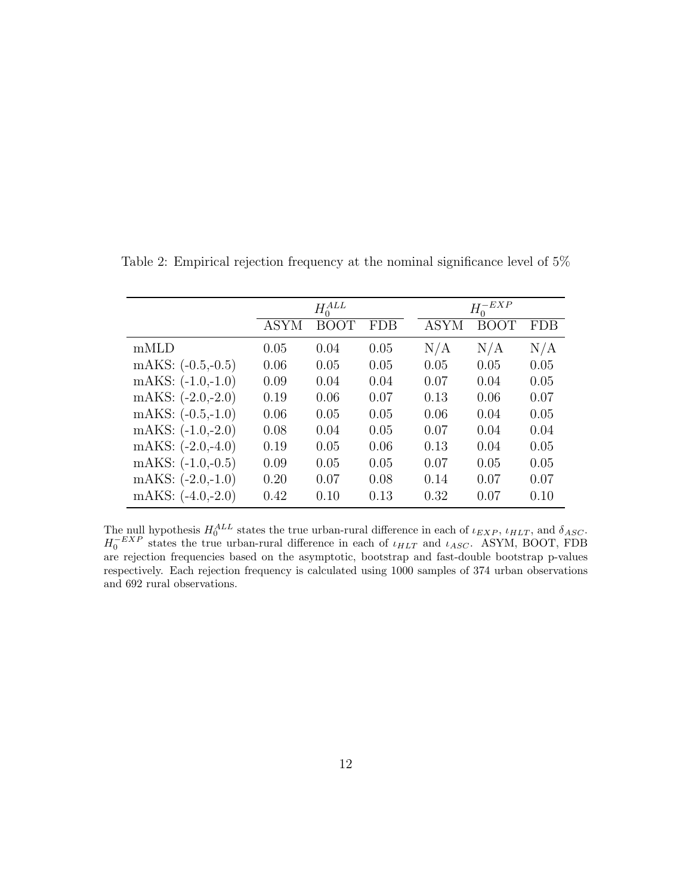Table 2: Empirical rejection frequency at the nominal significance level of 5%

| | $H_0^{ALL}$ | | | $H_0^{-EXP}$ | | |
|---|---|---|---|---|---|---|
| | ASYM | BOOT | FDB | ASYM | BOOT | FDB |
| mMLD | 0.05 | 0.04 | 0.05 | N/A | N/A | N/A |
| mAKS: (-0.5,-0.5) | 0.06 | 0.05 | 0.05 | 0.05 | 0.05 | 0.05 |
| mAKS: (-1.0,-1.0) | 0.09 | 0.04 | 0.04 | 0.07 | 0.04 | 0.05 |
| mAKS: (-2.0,-2.0) | 0.19 | 0.06 | 0.07 | 0.13 | 0.06 | 0.07 |
| mAKS: (-0.5,-1.0) | 0.06 | 0.05 | 0.05 | 0.06 | 0.04 | 0.05 |
| mAKS: (-1.0,-2.0) | 0.08 | 0.04 | 0.05 | 0.07 | 0.04 | 0.04 |
| mAKS: (-2.0,-4.0) | 0.19 | 0.05 | 0.06 | 0.13 | 0.04 | 0.05 |
| mAKS: (-1.0,-0.5) | 0.09 | 0.05 | 0.05 | 0.07 | 0.05 | 0.05 |
| mAKS: (-2.0,-1.0) | 0.20 | 0.07 | 0.08 | 0.14 | 0.07 | 0.07 |
| mAKS: (-4.0,-2.0) | 0.42 | 0.10 | 0.13 | 0.32 | 0.07 | 0.10 |

The null hypothesis $H_0^{ALL}$ states the true urban-rural difference in each of $\iota_{EXP}$, $\iota_{HLT}$, and $\delta_{ASC}$. $H_0^{-EXP}$ states the true urban-rural difference in each of $\iota_{HLT}$ and $\iota_{ASC}$. ASYM, BOOT, FDB are rejection frequencies based on the asymptotic, bootstrap and fast-double bootstrap p-values respectively. Each rejection frequency is calculated using 1000 samples of 374 urban observations and 692 rural observations.